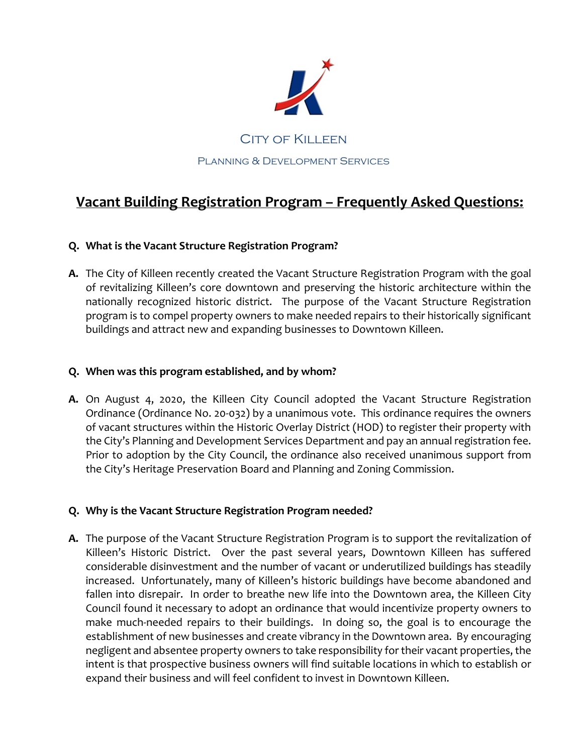City of Killeen

Planning & Development Services

# Vacant Building Registration Program – Frequently Asked Questions:

**Q. What is the Vacant Structure Registration Program?**

**A.** The City of Killeen recently created the Vacant Structure Registration Program with the goal of revitalizing Killeen's core downtown and preserving the historic architecture within the nationally recognized historic district. The purpose of the Vacant Structure Registration program is to compel property owners to make needed repairs to their historically significant buildings and attract new and expanding businesses to Downtown Killeen.

**Q. When was this program established, and by whom?**

**A.** On August 4, 2020, the Killeen City Council adopted the Vacant Structure Registration Ordinance (Ordinance No. 20-032) by a unanimous vote. This ordinance requires the owners of vacant structures within the Historic Overlay District (HOD) to register their property with the City's Planning and Development Services Department and pay an annual registration fee. Prior to adoption by the City Council, the ordinance also received unanimous support from the City's Heritage Preservation Board and Planning and Zoning Commission.

**Q. Why is the Vacant Structure Registration Program needed?**

**A.** The purpose of the Vacant Structure Registration Program is to support the revitalization of Killeen's Historic District. Over the past several years, Downtown Killeen has suffered considerable disinvestment and the number of vacant or underutilized buildings has steadily increased. Unfortunately, many of Killeen's historic buildings have become abandoned and fallen into disrepair. In order to breathe new life into the Downtown area, the Killeen City Council found it necessary to adopt an ordinance that would incentivize property owners to make much-needed repairs to their buildings. In doing so, the goal is to encourage the establishment of new businesses and create vibrancy in the Downtown area. By encouraging negligent and absentee property owners to take responsibility for their vacant properties, the intent is that prospective business owners will find suitable locations in which to establish or expand their business and will feel confident to invest in Downtown Killeen.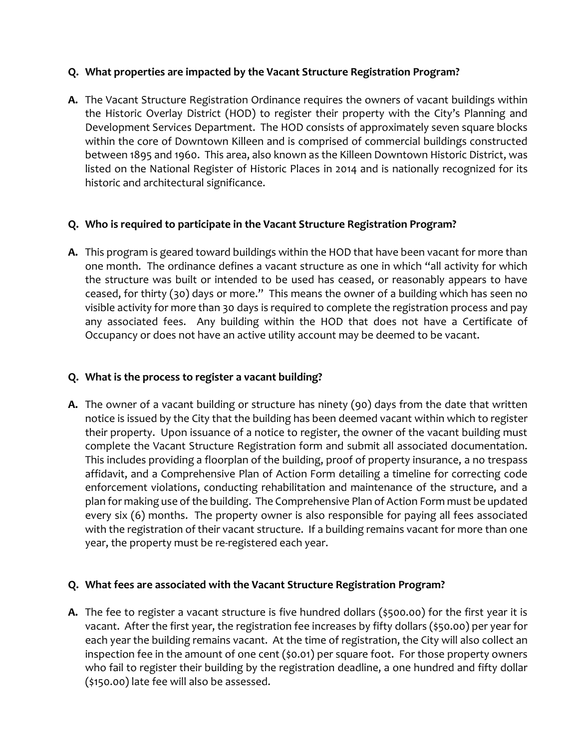**Q. What properties are impacted by the Vacant Structure Registration Program?**

**A.** The Vacant Structure Registration Ordinance requires the owners of vacant buildings within the Historic Overlay District (HOD) to register their property with the City's Planning and Development Services Department. The HOD consists of approximately seven square blocks within the core of Downtown Killeen and is comprised of commercial buildings constructed between 1895 and 1960. This area, also known as the Killeen Downtown Historic District, was listed on the National Register of Historic Places in 2014 and is nationally recognized for its historic and architectural significance.

**Q. Who is required to participate in the Vacant Structure Registration Program?**

**A.** This program is geared toward buildings within the HOD that have been vacant for more than one month. The ordinance defines a vacant structure as one in which "all activity for which the structure was built or intended to be used has ceased, or reasonably appears to have ceased, for thirty (30) days or more." This means the owner of a building which has seen no visible activity for more than 30 days is required to complete the registration process and pay any associated fees. Any building within the HOD that does not have a Certificate of Occupancy or does not have an active utility account may be deemed to be vacant.

**Q. What is the process to register a vacant building?**

**A.** The owner of a vacant building or structure has ninety (90) days from the date that written notice is issued by the City that the building has been deemed vacant within which to register their property. Upon issuance of a notice to register, the owner of the vacant building must complete the Vacant Structure Registration form and submit all associated documentation. This includes providing a floorplan of the building, proof of property insurance, a no trespass affidavit, and a Comprehensive Plan of Action Form detailing a timeline for correcting code enforcement violations, conducting rehabilitation and maintenance of the structure, and a plan for making use of the building. The Comprehensive Plan of Action Form must be updated every six (6) months. The property owner is also responsible for paying all fees associated with the registration of their vacant structure. If a building remains vacant for more than one year, the property must be re-registered each year.

**Q. What fees are associated with the Vacant Structure Registration Program?**

**A.** The fee to register a vacant structure is five hundred dollars ($500.00) for the first year it is vacant. After the first year, the registration fee increases by fifty dollars ($50.00) per year for each year the building remains vacant. At the time of registration, the City will also collect an inspection fee in the amount of one cent ($0.01) per square foot. For those property owners who fail to register their building by the registration deadline, a one hundred and fifty dollar ($150.00) late fee will also be assessed.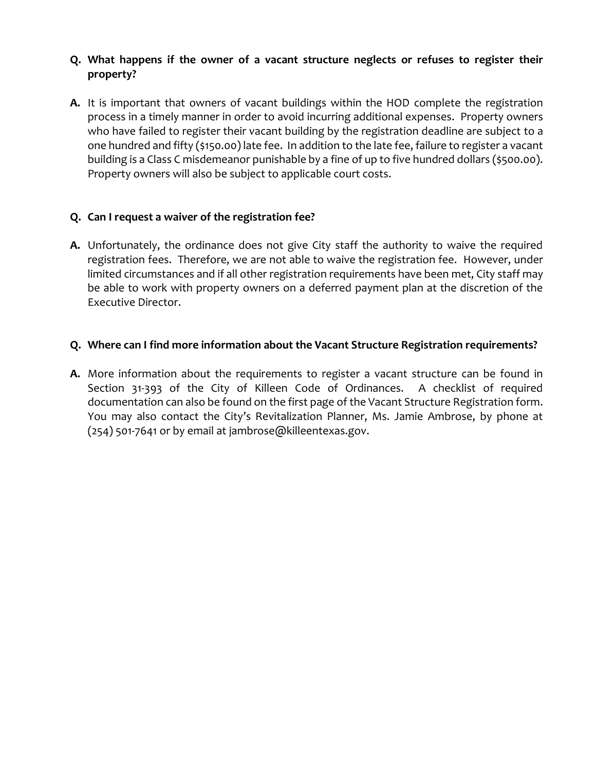**Q. What happens if the owner of a vacant structure neglects or refuses to register their property?**

**A.** It is important that owners of vacant buildings within the HOD complete the registration process in a timely manner in order to avoid incurring additional expenses. Property owners who have failed to register their vacant building by the registration deadline are subject to a one hundred and fifty ($150.00) late fee. In addition to the late fee, failure to register a vacant building is a Class C misdemeanor punishable by a fine of up to five hundred dollars ($500.00). Property owners will also be subject to applicable court costs.

**Q. Can I request a waiver of the registration fee?**

**A.** Unfortunately, the ordinance does not give City staff the authority to waive the required registration fees. Therefore, we are not able to waive the registration fee. However, under limited circumstances and if all other registration requirements have been met, City staff may be able to work with property owners on a deferred payment plan at the discretion of the Executive Director.

**Q. Where can I find more information about the Vacant Structure Registration requirements?**

**A.** More information about the requirements to register a vacant structure can be found in Section 31-393 of the City of Killeen Code of Ordinances. A checklist of required documentation can also be found on the first page of the Vacant Structure Registration form. You may also contact the City's Revitalization Planner, Ms. Jamie Ambrose, by phone at (254) 501-7641 or by email at jambrose@killeentexas.gov.